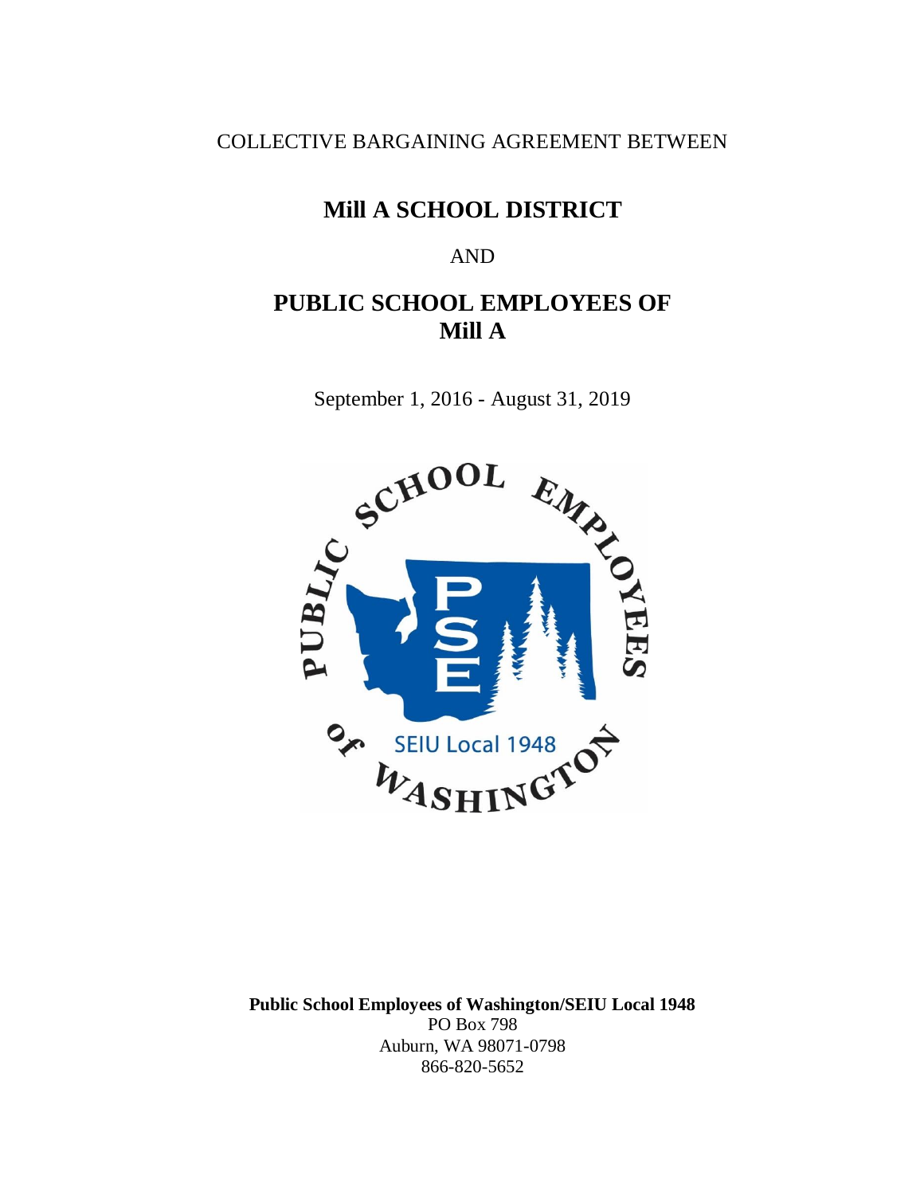COLLECTIVE BARGAINING AGREEMENT BETWEEN

# Mill A SCHOOL DISTRICT

AND

# PUBLIC SCHOOL EMPLOYEES OF Mill A

September 1, 2016 - August 31, 2019

**Public School Employees of Washington/SEIU Local 1948**
PO Box 798
Auburn, WA 98071-0798
866-820-5652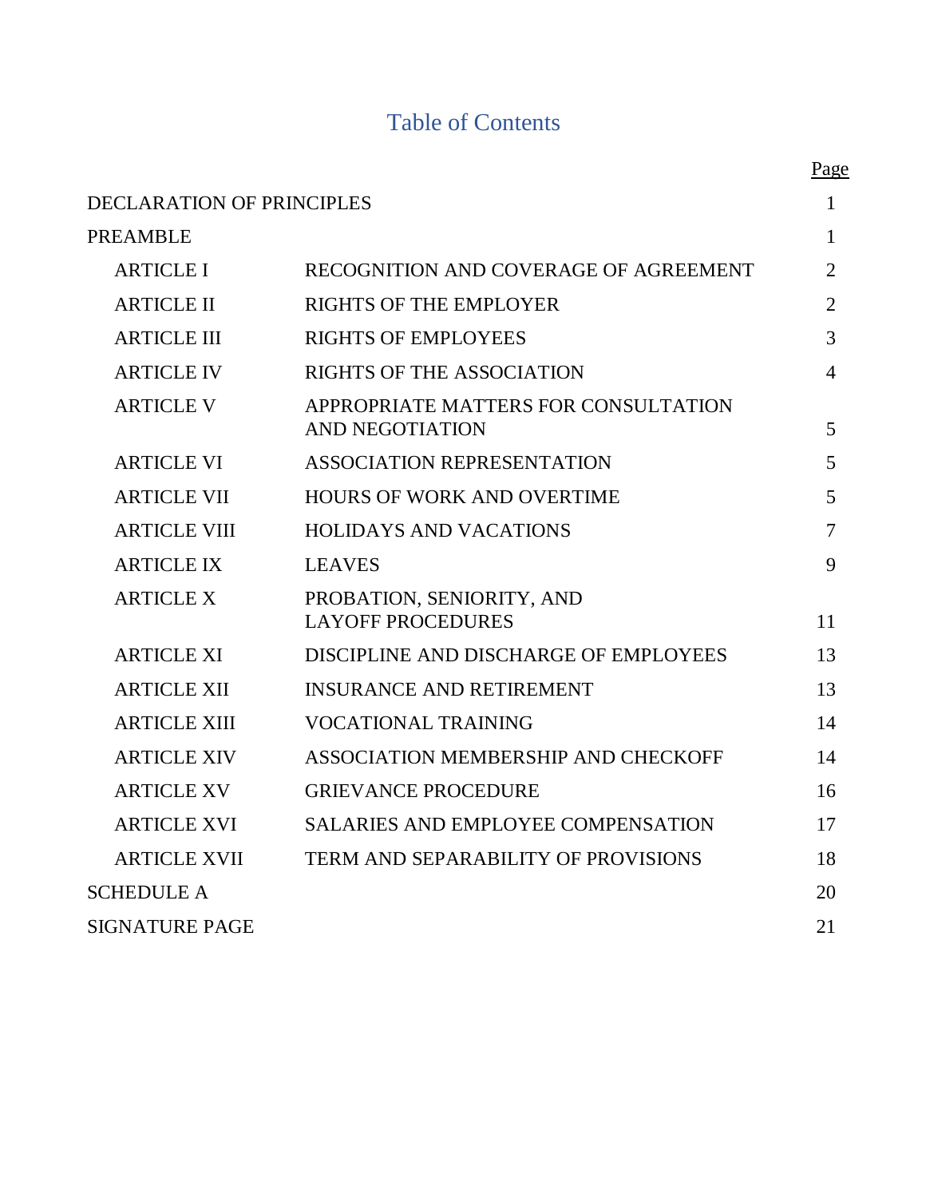# Table of Contents

| | | Page |
|---|---|---|
| DECLARATION OF PRINCIPLES | | 1 |
| PREAMBLE | | 1 |
| ARTICLE I | RECOGNITION AND COVERAGE OF AGREEMENT | 2 |
| ARTICLE II | RIGHTS OF THE EMPLOYER | 2 |
| ARTICLE III | RIGHTS OF EMPLOYEES | 3 |
| ARTICLE IV | RIGHTS OF THE ASSOCIATION | 4 |
| ARTICLE V | APPROPRIATE MATTERS FOR CONSULTATION AND NEGOTIATION | 5 |
| ARTICLE VI | ASSOCIATION REPRESENTATION | 5 |
| ARTICLE VII | HOURS OF WORK AND OVERTIME | 5 |
| ARTICLE VIII | HOLIDAYS AND VACATIONS | 7 |
| ARTICLE IX | LEAVES | 9 |
| ARTICLE X | PROBATION, SENIORITY, AND LAYOFF PROCEDURES | 11 |
| ARTICLE XI | DISCIPLINE AND DISCHARGE OF EMPLOYEES | 13 |
| ARTICLE XII | INSURANCE AND RETIREMENT | 13 |
| ARTICLE XIII | VOCATIONAL TRAINING | 14 |
| ARTICLE XIV | ASSOCIATION MEMBERSHIP AND CHECKOFF | 14 |
| ARTICLE XV | GRIEVANCE PROCEDURE | 16 |
| ARTICLE XVI | SALARIES AND EMPLOYEE COMPENSATION | 17 |
| ARTICLE XVII | TERM AND SEPARABILITY OF PROVISIONS | 18 |
| SCHEDULE A | | 20 |
| SIGNATURE PAGE | | 21 |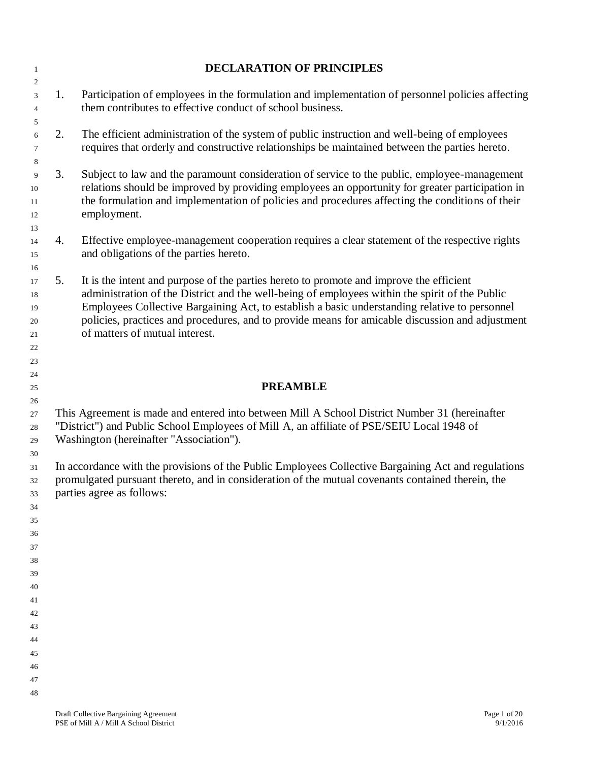# DECLARATION OF PRINCIPLES

1. Participation of employees in the formulation and implementation of personnel policies affecting them contributes to effective conduct of school business.

2. The efficient administration of the system of public instruction and well-being of employees requires that orderly and constructive relationships be maintained between the parties hereto.

3. Subject to law and the paramount consideration of service to the public, employee-management relations should be improved by providing employees an opportunity for greater participation in the formulation and implementation of policies and procedures affecting the conditions of their employment.

4. Effective employee-management cooperation requires a clear statement of the respective rights and obligations of the parties hereto.

5. It is the intent and purpose of the parties hereto to promote and improve the efficient administration of the District and the well-being of employees within the spirit of the Public Employees Collective Bargaining Act, to establish a basic understanding relative to personnel policies, practices and procedures, and to provide means for amicable discussion and adjustment of matters of mutual interest.

# PREAMBLE

This Agreement is made and entered into between Mill A School District Number 31 (hereinafter "District") and Public School Employees of Mill A, an affiliate of PSE/SEIU Local 1948 of Washington (hereinafter "Association").

In accordance with the provisions of the Public Employees Collective Bargaining Act and regulations promulgated pursuant thereto, and in consideration of the mutual covenants contained therein, the parties agree as follows: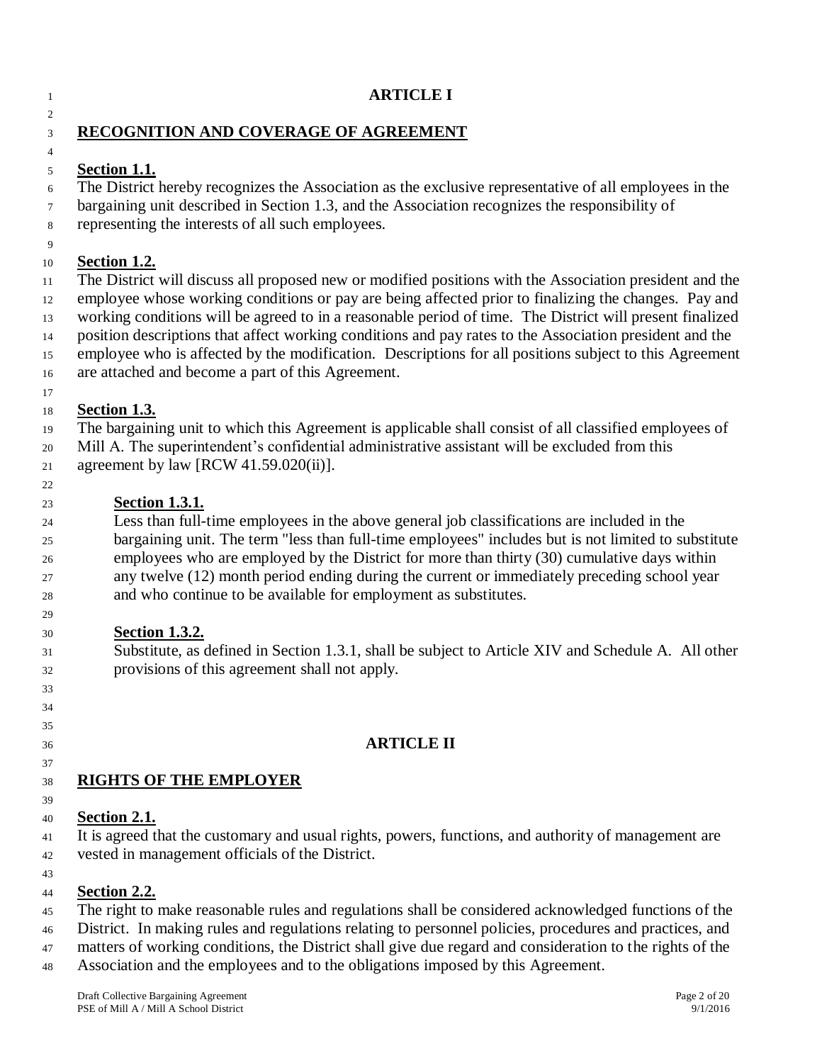# ARTICLE I

## RECOGNITION AND COVERAGE OF AGREEMENT

**Section 1.1.**
The District hereby recognizes the Association as the exclusive representative of all employees in the bargaining unit described in Section 1.3, and the Association recognizes the responsibility of representing the interests of all such employees.

**Section 1.2.**
The District will discuss all proposed new or modified positions with the Association president and the employee whose working conditions or pay are being affected prior to finalizing the changes. Pay and working conditions will be agreed to in a reasonable period of time. The District will present finalized position descriptions that affect working conditions and pay rates to the Association president and the employee who is affected by the modification. Descriptions for all positions subject to this Agreement are attached and become a part of this Agreement.

**Section 1.3.**
The bargaining unit to which this Agreement is applicable shall consist of all classified employees of Mill A. The superintendent's confidential administrative assistant will be excluded from this agreement by law [RCW 41.59.020(ii)].

> **Section 1.3.1.**
> Less than full-time employees in the above general job classifications are included in the bargaining unit. The term "less than full-time employees" includes but is not limited to substitute employees who are employed by the District for more than thirty (30) cumulative days within any twelve (12) month period ending during the current or immediately preceding school year and who continue to be available for employment as substitutes.
>
> **Section 1.3.2.**
> Substitute, as defined in Section 1.3.1, shall be subject to Article XIV and Schedule A. All other provisions of this agreement shall not apply.

# ARTICLE II

## RIGHTS OF THE EMPLOYER

**Section 2.1.**
It is agreed that the customary and usual rights, powers, functions, and authority of management are vested in management officials of the District.

**Section 2.2.**
The right to make reasonable rules and regulations shall be considered acknowledged functions of the District. In making rules and regulations relating to personnel policies, procedures and practices, and matters of working conditions, the District shall give due regard and consideration to the rights of the Association and the employees and to the obligations imposed by this Agreement.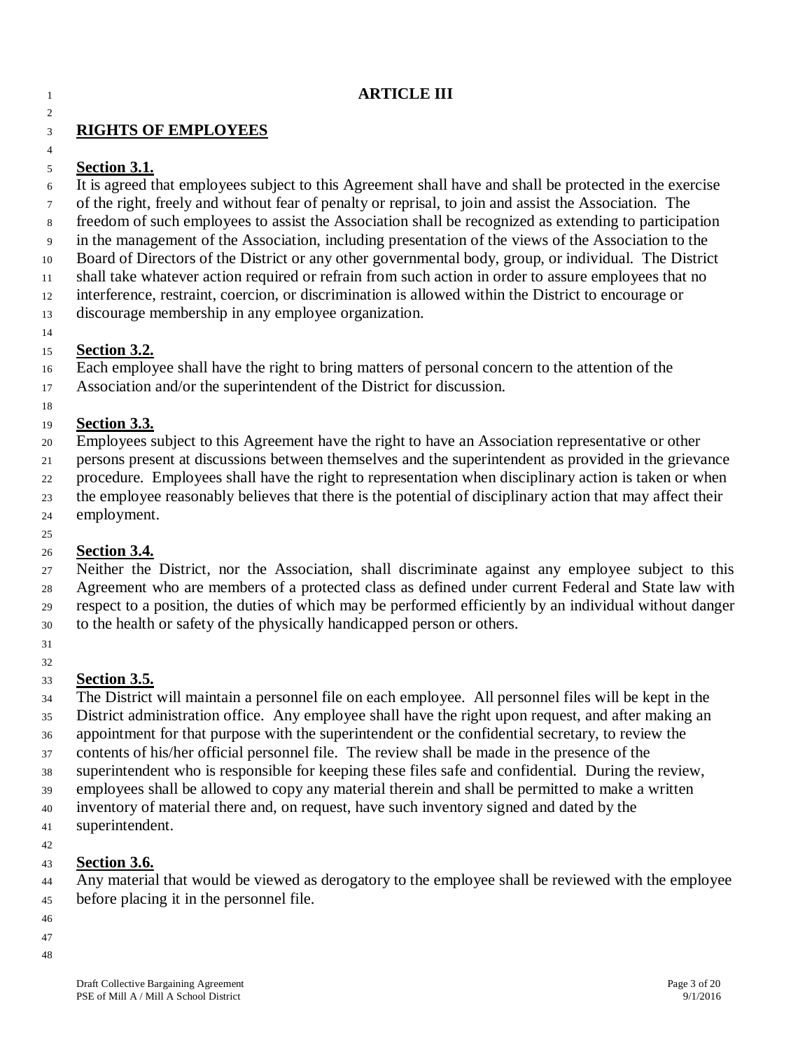# ARTICLE III

## RIGHTS OF EMPLOYEES

**Section 3.1.**

It is agreed that employees subject to this Agreement shall have and shall be protected in the exercise of the right, freely and without fear of penalty or reprisal, to join and assist the Association. The freedom of such employees to assist the Association shall be recognized as extending to participation in the management of the Association, including presentation of the views of the Association to the Board of Directors of the District or any other governmental body, group, or individual. The District shall take whatever action required or refrain from such action in order to assure employees that no interference, restraint, coercion, or discrimination is allowed within the District to encourage or discourage membership in any employee organization.

**Section 3.2.**

Each employee shall have the right to bring matters of personal concern to the attention of the Association and/or the superintendent of the District for discussion.

**Section 3.3.**

Employees subject to this Agreement have the right to have an Association representative or other persons present at discussions between themselves and the superintendent as provided in the grievance procedure. Employees shall have the right to representation when disciplinary action is taken or when the employee reasonably believes that there is the potential of disciplinary action that may affect their employment.

**Section 3.4.**

Neither the District, nor the Association, shall discriminate against any employee subject to this Agreement who are members of a protected class as defined under current Federal and State law with respect to a position, the duties of which may be performed efficiently by an individual without danger to the health or safety of the physically handicapped person or others.

**Section 3.5.**

The District will maintain a personnel file on each employee. All personnel files will be kept in the District administration office. Any employee shall have the right upon request, and after making an appointment for that purpose with the superintendent or the confidential secretary, to review the contents of his/her official personnel file. The review shall be made in the presence of the superintendent who is responsible for keeping these files safe and confidential. During the review, employees shall be allowed to copy any material therein and shall be permitted to make a written inventory of material there and, on request, have such inventory signed and dated by the superintendent.

**Section 3.6.**

Any material that would be viewed as derogatory to the employee shall be reviewed with the employee before placing it in the personnel file.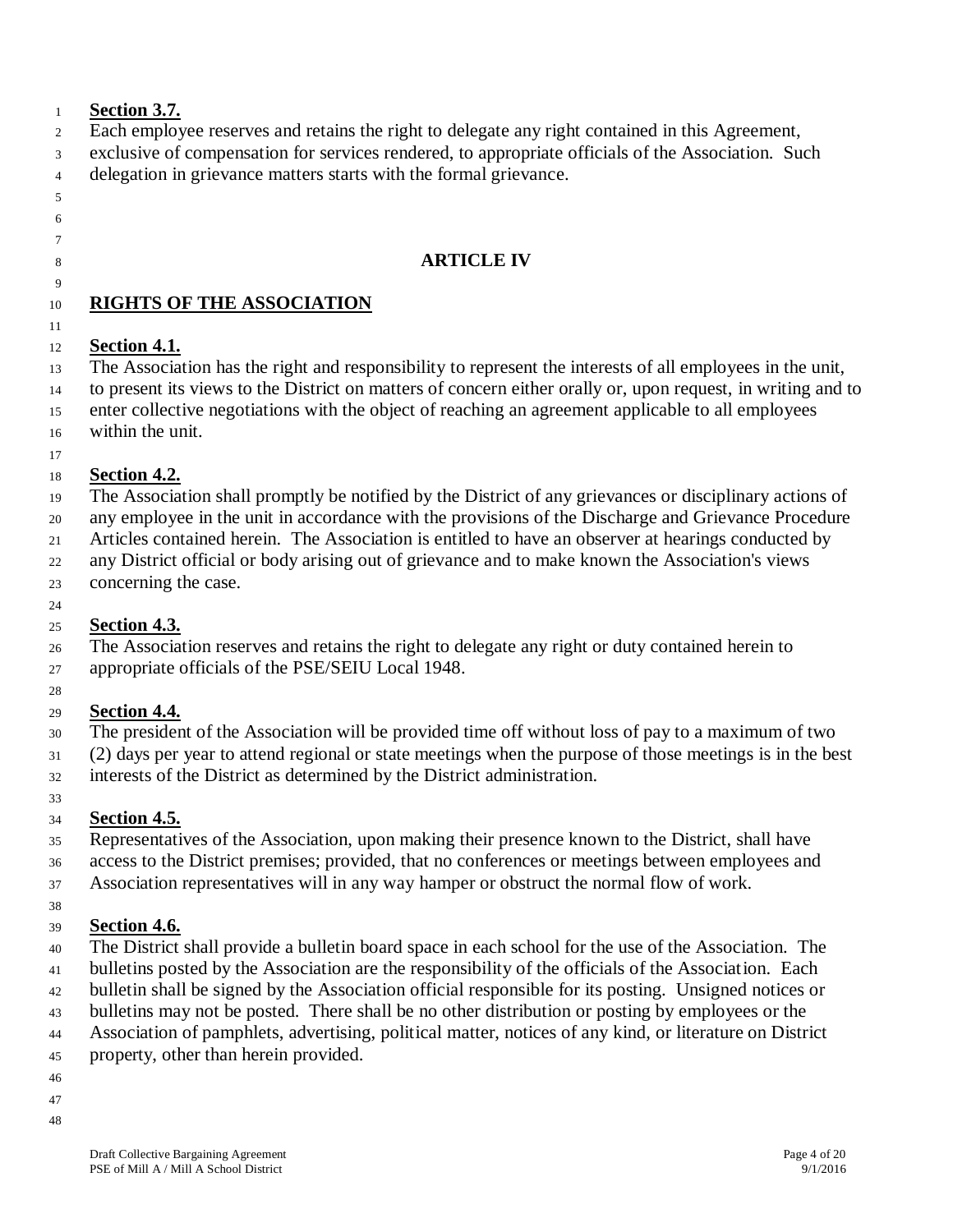**Section 3.7.**

Each employee reserves and retains the right to delegate any right contained in this Agreement, exclusive of compensation for services rendered, to appropriate officials of the Association. Such delegation in grievance matters starts with the formal grievance.

## ARTICLE IV

## RIGHTS OF THE ASSOCIATION

**Section 4.1.**

The Association has the right and responsibility to represent the interests of all employees in the unit, to present its views to the District on matters of concern either orally or, upon request, in writing and to enter collective negotiations with the object of reaching an agreement applicable to all employees within the unit.

**Section 4.2.**

The Association shall promptly be notified by the District of any grievances or disciplinary actions of any employee in the unit in accordance with the provisions of the Discharge and Grievance Procedure Articles contained herein. The Association is entitled to have an observer at hearings conducted by any District official or body arising out of grievance and to make known the Association's views concerning the case.

**Section 4.3.**

The Association reserves and retains the right to delegate any right or duty contained herein to appropriate officials of the PSE/SEIU Local 1948.

**Section 4.4.**

The president of the Association will be provided time off without loss of pay to a maximum of two (2) days per year to attend regional or state meetings when the purpose of those meetings is in the best interests of the District as determined by the District administration.

**Section 4.5.**

Representatives of the Association, upon making their presence known to the District, shall have access to the District premises; provided, that no conferences or meetings between employees and Association representatives will in any way hamper or obstruct the normal flow of work.

**Section 4.6.**

The District shall provide a bulletin board space in each school for the use of the Association. The bulletins posted by the Association are the responsibility of the officials of the Association. Each bulletin shall be signed by the Association official responsible for its posting. Unsigned notices or bulletins may not be posted. There shall be no other distribution or posting by employees or the Association of pamphlets, advertising, political matter, notices of any kind, or literature on District property, other than herein provided.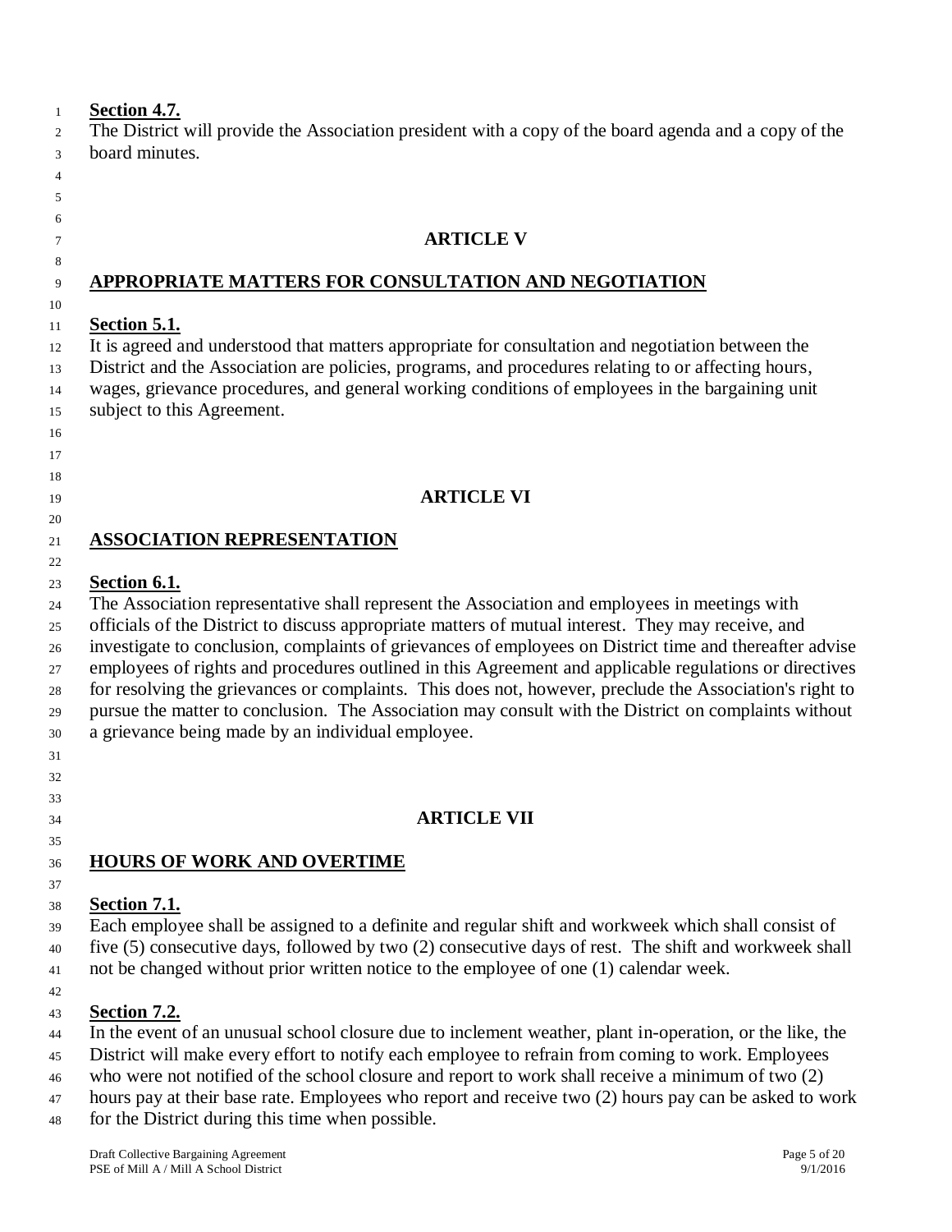**Section 4.7.**
The District will provide the Association president with a copy of the board agenda and a copy of the board minutes.

## ARTICLE V

## APPROPRIATE MATTERS FOR CONSULTATION AND NEGOTIATION

**Section 5.1.**
It is agreed and understood that matters appropriate for consultation and negotiation between the District and the Association are policies, programs, and procedures relating to or affecting hours, wages, grievance procedures, and general working conditions of employees in the bargaining unit subject to this Agreement.

## ARTICLE VI

## ASSOCIATION REPRESENTATION

**Section 6.1.**
The Association representative shall represent the Association and employees in meetings with officials of the District to discuss appropriate matters of mutual interest. They may receive, and investigate to conclusion, complaints of grievances of employees on District time and thereafter advise employees of rights and procedures outlined in this Agreement and applicable regulations or directives for resolving the grievances or complaints. This does not, however, preclude the Association's right to pursue the matter to conclusion. The Association may consult with the District on complaints without a grievance being made by an individual employee.

## ARTICLE VII

## HOURS OF WORK AND OVERTIME

**Section 7.1.**
Each employee shall be assigned to a definite and regular shift and workweek which shall consist of five (5) consecutive days, followed by two (2) consecutive days of rest. The shift and workweek shall not be changed without prior written notice to the employee of one (1) calendar week.

**Section 7.2.**
In the event of an unusual school closure due to inclement weather, plant in-operation, or the like, the District will make every effort to notify each employee to refrain from coming to work. Employees who were not notified of the school closure and report to work shall receive a minimum of two (2) hours pay at their base rate. Employees who report and receive two (2) hours pay can be asked to work for the District during this time when possible.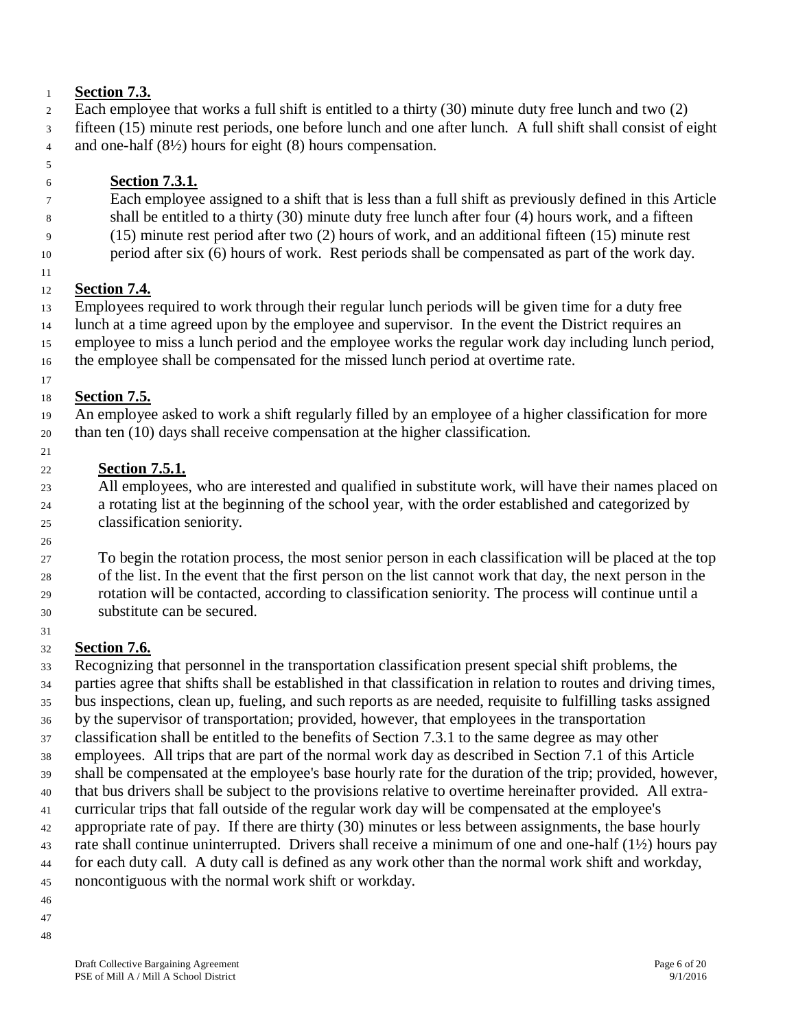**Section 7.3.**

Each employee that works a full shift is entitled to a thirty (30) minute duty free lunch and two (2) fifteen (15) minute rest periods, one before lunch and one after lunch. A full shift shall consist of eight and one-half (8½) hours for eight (8) hours compensation.

**Section 7.3.1.**

Each employee assigned to a shift that is less than a full shift as previously defined in this Article shall be entitled to a thirty (30) minute duty free lunch after four (4) hours work, and a fifteen (15) minute rest period after two (2) hours of work, and an additional fifteen (15) minute rest period after six (6) hours of work. Rest periods shall be compensated as part of the work day.

**Section 7.4.**

Employees required to work through their regular lunch periods will be given time for a duty free lunch at a time agreed upon by the employee and supervisor. In the event the District requires an employee to miss a lunch period and the employee works the regular work day including lunch period, the employee shall be compensated for the missed lunch period at overtime rate.

**Section 7.5.**

An employee asked to work a shift regularly filled by an employee of a higher classification for more than ten (10) days shall receive compensation at the higher classification.

**Section 7.5.1.**

All employees, who are interested and qualified in substitute work, will have their names placed on a rotating list at the beginning of the school year, with the order established and categorized by classification seniority.

To begin the rotation process, the most senior person in each classification will be placed at the top of the list. In the event that the first person on the list cannot work that day, the next person in the rotation will be contacted, according to classification seniority. The process will continue until a substitute can be secured.

**Section 7.6.**

Recognizing that personnel in the transportation classification present special shift problems, the parties agree that shifts shall be established in that classification in relation to routes and driving times, bus inspections, clean up, fueling, and such reports as are needed, requisite to fulfilling tasks assigned by the supervisor of transportation; provided, however, that employees in the transportation classification shall be entitled to the benefits of Section 7.3.1 to the same degree as may other employees. All trips that are part of the normal work day as described in Section 7.1 of this Article shall be compensated at the employee's base hourly rate for the duration of the trip; provided, however, that bus drivers shall be subject to the provisions relative to overtime hereinafter provided. All extra-curricular trips that fall outside of the regular work day will be compensated at the employee's appropriate rate of pay. If there are thirty (30) minutes or less between assignments, the base hourly rate shall continue uninterrupted. Drivers shall receive a minimum of one and one-half (1½) hours pay for each duty call. A duty call is defined as any work other than the normal work shift and workday, noncontiguous with the normal work shift or workday.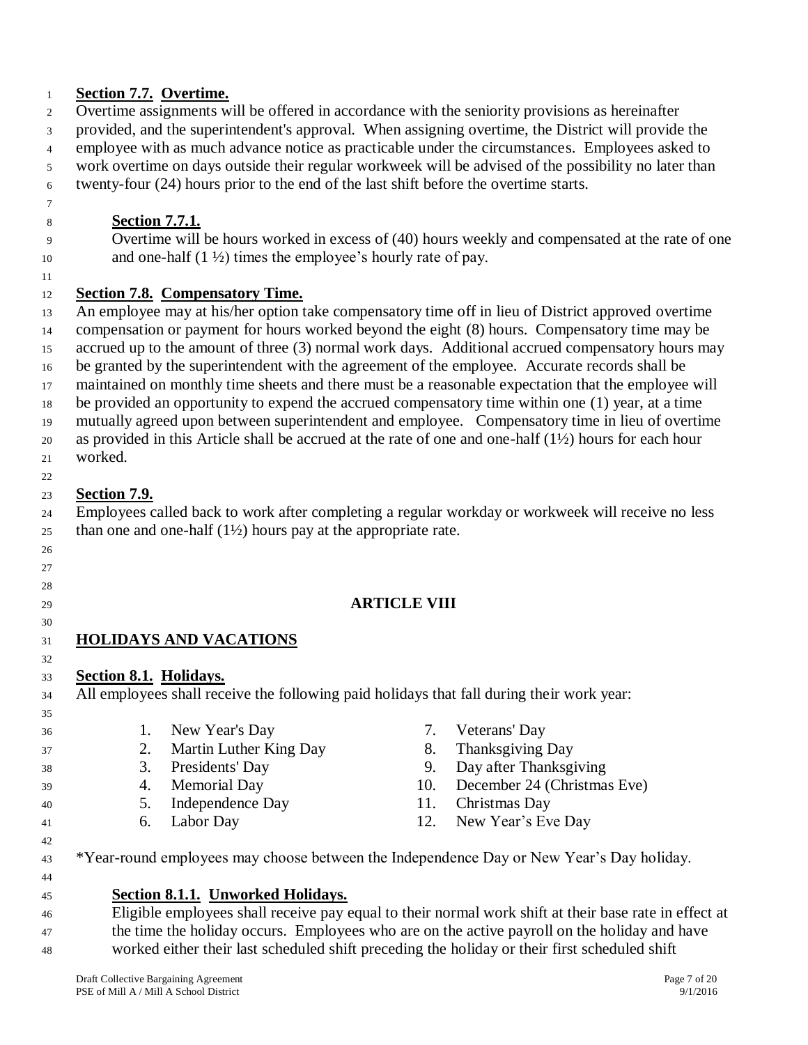**Section 7.7. Overtime.**

Overtime assignments will be offered in accordance with the seniority provisions as hereinafter provided, and the superintendent's approval. When assigning overtime, the District will provide the employee with as much advance notice as practicable under the circumstances. Employees asked to work overtime on days outside their regular workweek will be advised of the possibility no later than twenty-four (24) hours prior to the end of the last shift before the overtime starts.

**Section 7.7.1.**

Overtime will be hours worked in excess of (40) hours weekly and compensated at the rate of one and one-half (1 ½) times the employee's hourly rate of pay.

**Section 7.8. Compensatory Time.**

An employee may at his/her option take compensatory time off in lieu of District approved overtime compensation or payment for hours worked beyond the eight (8) hours. Compensatory time may be accrued up to the amount of three (3) normal work days. Additional accrued compensatory hours may be granted by the superintendent with the agreement of the employee. Accurate records shall be maintained on monthly time sheets and there must be a reasonable expectation that the employee will be provided an opportunity to expend the accrued compensatory time within one (1) year, at a time mutually agreed upon between superintendent and employee. Compensatory time in lieu of overtime as provided in this Article shall be accrued at the rate of one and one-half (1½) hours for each hour worked.

**Section 7.9.**

Employees called back to work after completing a regular workday or workweek will receive no less than one and one-half (1½) hours pay at the appropriate rate.

## ARTICLE VIII

## HOLIDAYS AND VACATIONS

**Section 8.1. Holidays.**

All employees shall receive the following paid holidays that fall during their work year:

1. New Year's Day
2. Martin Luther King Day
3. Presidents' Day
4. Memorial Day
5. Independence Day
6. Labor Day
7. Veterans' Day
8. Thanksgiving Day
9. Day after Thanksgiving
10. December 24 (Christmas Eve)
11. Christmas Day
12. New Year's Eve Day

*Year-round employees may choose between the Independence Day or New Year's Day holiday.

**Section 8.1.1. Unworked Holidays.**

Eligible employees shall receive pay equal to their normal work shift at their base rate in effect at the time the holiday occurs. Employees who are on the active payroll on the holiday and have worked either their last scheduled shift preceding the holiday or their first scheduled shift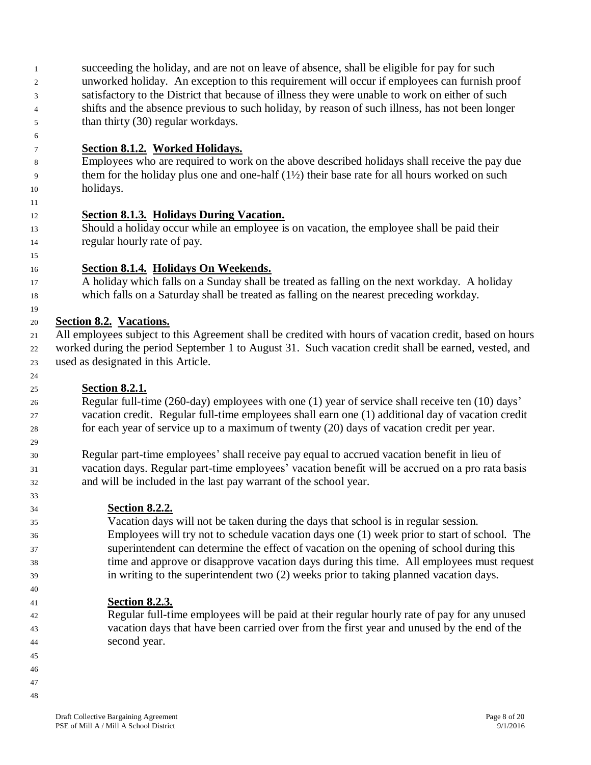succeeding the holiday, and are not on leave of absence, shall be eligible for pay for such unworked holiday. An exception to this requirement will occur if employees can furnish proof satisfactory to the District that because of illness they were unable to work on either of such shifts and the absence previous to such holiday, by reason of such illness, has not been longer than thirty (30) regular workdays.

**Section 8.1.2. Worked Holidays.**

Employees who are required to work on the above described holidays shall receive the pay due them for the holiday plus one and one-half (1½) their base rate for all hours worked on such holidays.

**Section 8.1.3. Holidays During Vacation.**

Should a holiday occur while an employee is on vacation, the employee shall be paid their regular hourly rate of pay.

**Section 8.1.4. Holidays On Weekends.**

A holiday which falls on a Sunday shall be treated as falling on the next workday. A holiday which falls on a Saturday shall be treated as falling on the nearest preceding workday.

**Section 8.2. Vacations.**

All employees subject to this Agreement shall be credited with hours of vacation credit, based on hours worked during the period September 1 to August 31. Such vacation credit shall be earned, vested, and used as designated in this Article.

**Section 8.2.1.**

Regular full-time (260-day) employees with one (1) year of service shall receive ten (10) days' vacation credit. Regular full-time employees shall earn one (1) additional day of vacation credit for each year of service up to a maximum of twenty (20) days of vacation credit per year.

Regular part-time employees' shall receive pay equal to accrued vacation benefit in lieu of vacation days. Regular part-time employees' vacation benefit will be accrued on a pro rata basis and will be included in the last pay warrant of the school year.

**Section 8.2.2.**

Vacation days will not be taken during the days that school is in regular session. Employees will try not to schedule vacation days one (1) week prior to start of school. The superintendent can determine the effect of vacation on the opening of school during this time and approve or disapprove vacation days during this time. All employees must request in writing to the superintendent two (2) weeks prior to taking planned vacation days.

**Section 8.2.3.**

Regular full-time employees will be paid at their regular hourly rate of pay for any unused vacation days that have been carried over from the first year and unused by the end of the second year.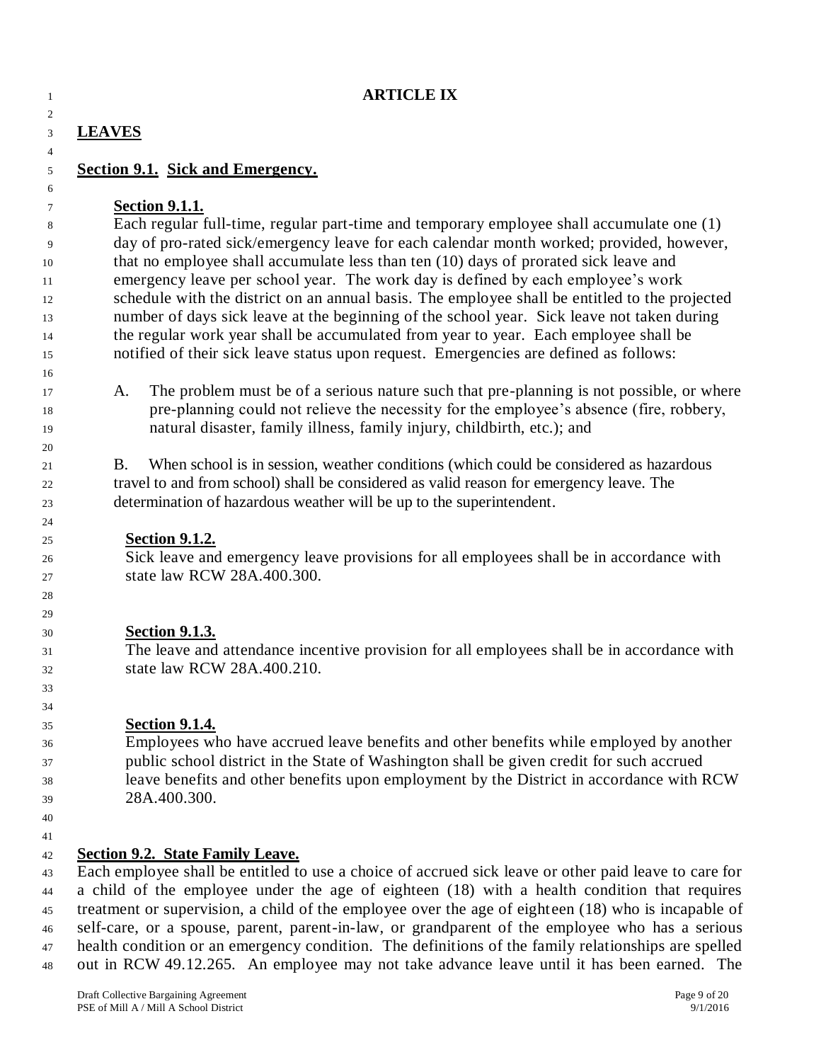# ARTICLE IX

## LEAVES

### Section 9.1. Sick and Emergency.

**Section 9.1.1.**

Each regular full-time, regular part-time and temporary employee shall accumulate one (1) day of pro-rated sick/emergency leave for each calendar month worked; provided, however, that no employee shall accumulate less than ten (10) days of prorated sick leave and emergency leave per school year. The work day is defined by each employee's work schedule with the district on an annual basis. The employee shall be entitled to the projected number of days sick leave at the beginning of the school year. Sick leave not taken during the regular work year shall be accumulated from year to year. Each employee shall be notified of their sick leave status upon request. Emergencies are defined as follows:

A. The problem must be of a serious nature such that pre-planning is not possible, or where pre-planning could not relieve the necessity for the employee's absence (fire, robbery, natural disaster, family illness, family injury, childbirth, etc.); and

B. When school is in session, weather conditions (which could be considered as hazardous travel to and from school) shall be considered as valid reason for emergency leave. The determination of hazardous weather will be up to the superintendent.

**Section 9.1.2.**

Sick leave and emergency leave provisions for all employees shall be in accordance with state law RCW 28A.400.300.

**Section 9.1.3.**

The leave and attendance incentive provision for all employees shall be in accordance with state law RCW 28A.400.210.

**Section 9.1.4.**

Employees who have accrued leave benefits and other benefits while employed by another public school district in the State of Washington shall be given credit for such accrued leave benefits and other benefits upon employment by the District in accordance with RCW 28A.400.300.

### Section 9.2. State Family Leave.

Each employee shall be entitled to use a choice of accrued sick leave or other paid leave to care for a child of the employee under the age of eighteen (18) with a health condition that requires treatment or supervision, a child of the employee over the age of eighteen (18) who is incapable of self-care, or a spouse, parent, parent-in-law, or grandparent of the employee who has a serious health condition or an emergency condition. The definitions of the family relationships are spelled out in RCW 49.12.265. An employee may not take advance leave until it has been earned. The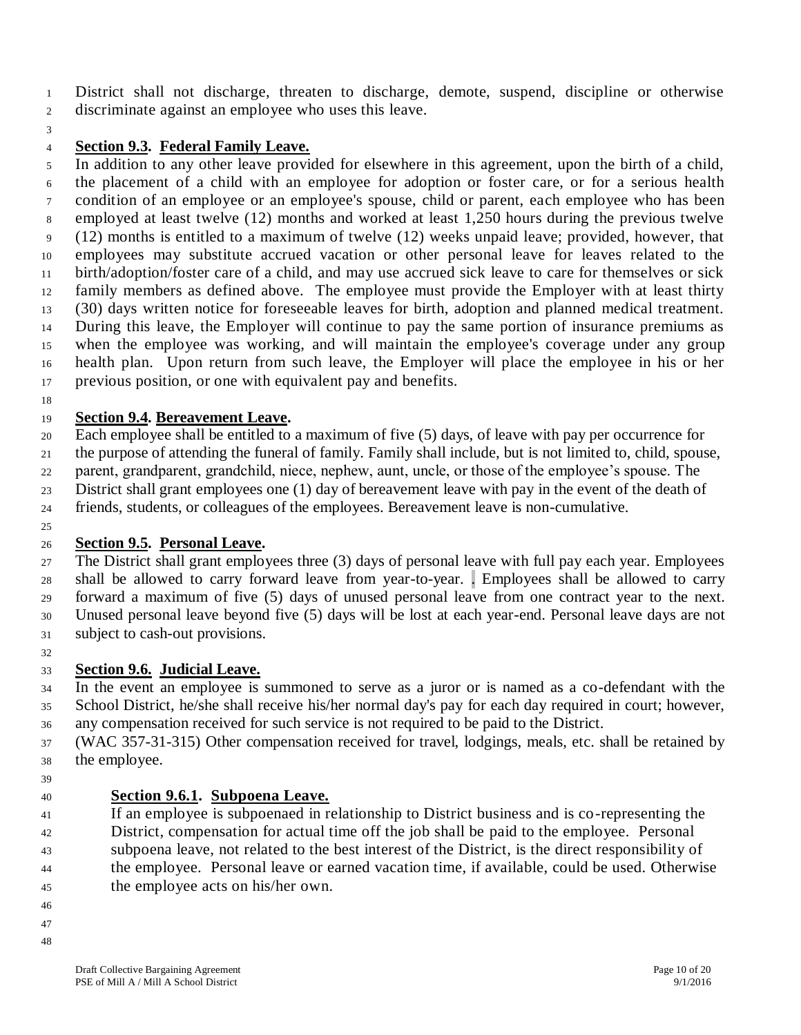District shall not discharge, threaten to discharge, demote, suspend, discipline or otherwise discriminate against an employee who uses this leave.

**Section 9.3. Federal Family Leave.**

In addition to any other leave provided for elsewhere in this agreement, upon the birth of a child, the placement of a child with an employee for adoption or foster care, or for a serious health condition of an employee or an employee's spouse, child or parent, each employee who has been employed at least twelve (12) months and worked at least 1,250 hours during the previous twelve (12) months is entitled to a maximum of twelve (12) weeks unpaid leave; provided, however, that employees may substitute accrued vacation or other personal leave for leaves related to the birth/adoption/foster care of a child, and may use accrued sick leave to care for themselves or sick family members as defined above. The employee must provide the Employer with at least thirty (30) days written notice for foreseeable leaves for birth, adoption and planned medical treatment. During this leave, the Employer will continue to pay the same portion of insurance premiums as when the employee was working, and will maintain the employee's coverage under any group health plan. Upon return from such leave, the Employer will place the employee in his or her previous position, or one with equivalent pay and benefits.

**Section 9.4. Bereavement Leave.**

Each employee shall be entitled to a maximum of five (5) days, of leave with pay per occurrence for the purpose of attending the funeral of family. Family shall include, but is not limited to, child, spouse, parent, grandparent, grandchild, niece, nephew, aunt, uncle, or those of the employee's spouse. The District shall grant employees one (1) day of bereavement leave with pay in the event of the death of friends, students, or colleagues of the employees. Bereavement leave is non-cumulative.

**Section 9.5. Personal Leave.**

The District shall grant employees three (3) days of personal leave with full pay each year. Employees shall be allowed to carry forward leave from year-to-year. . Employees shall be allowed to carry forward a maximum of five (5) days of unused personal leave from one contract year to the next. Unused personal leave beyond five (5) days will be lost at each year-end. Personal leave days are not subject to cash-out provisions.

**Section 9.6. Judicial Leave.**

In the event an employee is summoned to serve as a juror or is named as a co-defendant with the School District, he/she shall receive his/her normal day's pay for each day required in court; however, any compensation received for such service is not required to be paid to the District.

(WAC 357-31-315) Other compensation received for travel, lodgings, meals, etc. shall be retained by the employee.

**Section 9.6.1. Subpoena Leave.**

If an employee is subpoenaed in relationship to District business and is co-representing the District, compensation for actual time off the job shall be paid to the employee. Personal subpoena leave, not related to the best interest of the District, is the direct responsibility of the employee. Personal leave or earned vacation time, if available, could be used. Otherwise the employee acts on his/her own.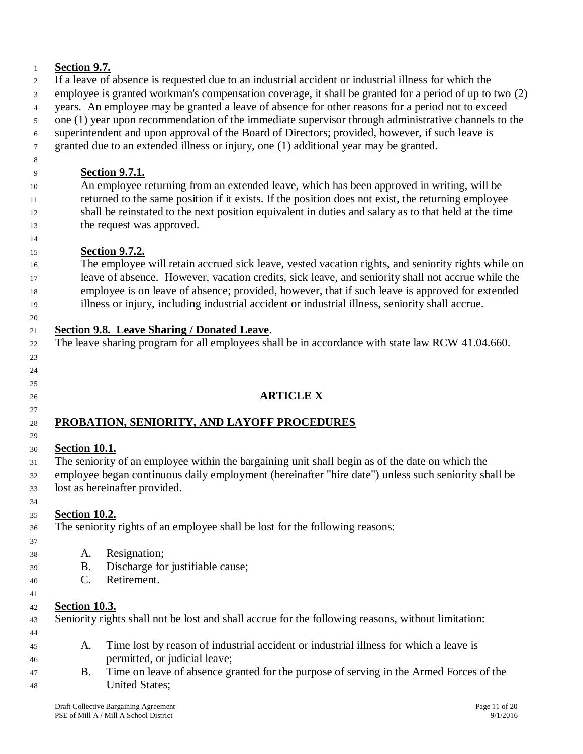**Section 9.7.**

If a leave of absence is requested due to an industrial accident or industrial illness for which the employee is granted workman's compensation coverage, it shall be granted for a period of up to two (2) years. An employee may be granted a leave of absence for other reasons for a period not to exceed one (1) year upon recommendation of the immediate supervisor through administrative channels to the superintendent and upon approval of the Board of Directors; provided, however, if such leave is granted due to an extended illness or injury, one (1) additional year may be granted.

**Section 9.7.1.**

An employee returning from an extended leave, which has been approved in writing, will be returned to the same position if it exists. If the position does not exist, the returning employee shall be reinstated to the next position equivalent in duties and salary as to that held at the time the request was approved.

**Section 9.7.2.**

The employee will retain accrued sick leave, vested vacation rights, and seniority rights while on leave of absence. However, vacation credits, sick leave, and seniority shall not accrue while the employee is on leave of absence; provided, however, that if such leave is approved for extended illness or injury, including industrial accident or industrial illness, seniority shall accrue.

**Section 9.8. Leave Sharing / Donated Leave**.

The leave sharing program for all employees shall be in accordance with state law RCW 41.04.660.

## ARTICLE X

## PROBATION, SENIORITY, AND LAYOFF PROCEDURES

**Section 10.1.**

The seniority of an employee within the bargaining unit shall begin as of the date on which the employee began continuous daily employment (hereinafter "hire date") unless such seniority shall be lost as hereinafter provided.

**Section 10.2.**

The seniority rights of an employee shall be lost for the following reasons:

A. Resignation;
B. Discharge for justifiable cause;
C. Retirement.

**Section 10.3.**

Seniority rights shall not be lost and shall accrue for the following reasons, without limitation:

A. Time lost by reason of industrial accident or industrial illness for which a leave is permitted, or judicial leave;
B. Time on leave of absence granted for the purpose of serving in the Armed Forces of the United States;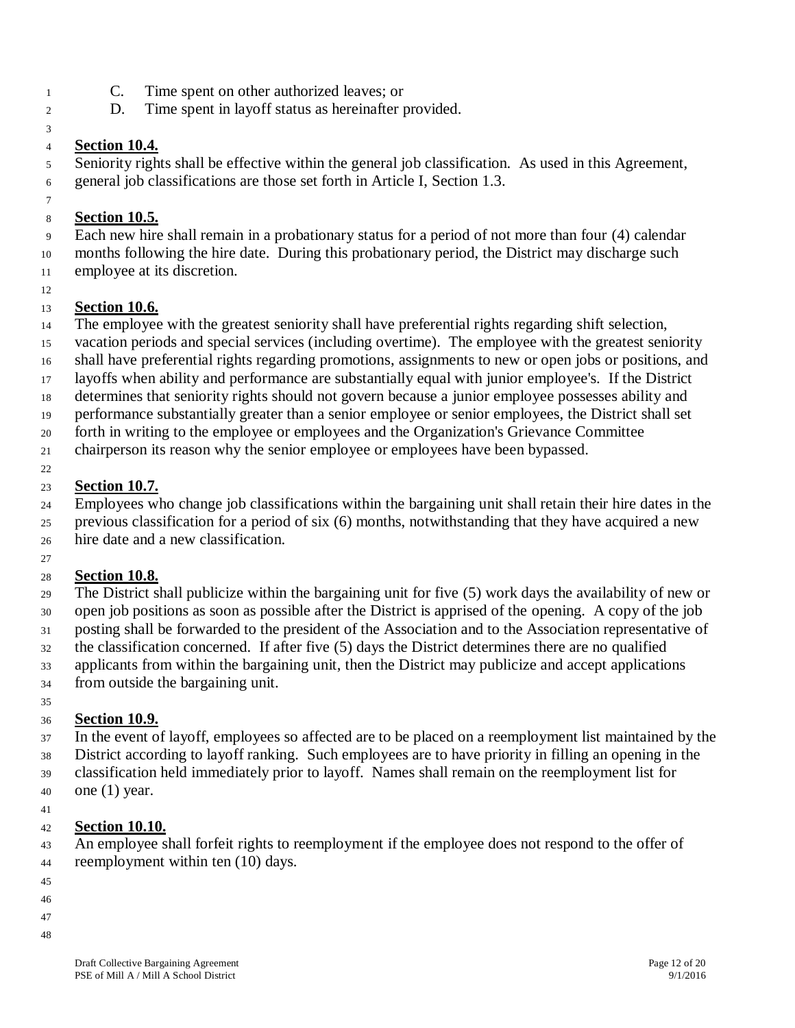C. Time spent on other authorized leaves; or

D. Time spent in layoff status as hereinafter provided.

**Section 10.4.**

Seniority rights shall be effective within the general job classification. As used in this Agreement, general job classifications are those set forth in Article I, Section 1.3.

**Section 10.5.**

Each new hire shall remain in a probationary status for a period of not more than four (4) calendar months following the hire date. During this probationary period, the District may discharge such employee at its discretion.

**Section 10.6.**

The employee with the greatest seniority shall have preferential rights regarding shift selection, vacation periods and special services (including overtime). The employee with the greatest seniority shall have preferential rights regarding promotions, assignments to new or open jobs or positions, and layoffs when ability and performance are substantially equal with junior employee's. If the District determines that seniority rights should not govern because a junior employee possesses ability and performance substantially greater than a senior employee or senior employees, the District shall set forth in writing to the employee or employees and the Organization's Grievance Committee chairperson its reason why the senior employee or employees have been bypassed.

**Section 10.7.**

Employees who change job classifications within the bargaining unit shall retain their hire dates in the previous classification for a period of six (6) months, notwithstanding that they have acquired a new hire date and a new classification.

**Section 10.8.**

The District shall publicize within the bargaining unit for five (5) work days the availability of new or open job positions as soon as possible after the District is apprised of the opening. A copy of the job posting shall be forwarded to the president of the Association and to the Association representative of the classification concerned. If after five (5) days the District determines there are no qualified applicants from within the bargaining unit, then the District may publicize and accept applications from outside the bargaining unit.

**Section 10.9.**

In the event of layoff, employees so affected are to be placed on a reemployment list maintained by the District according to layoff ranking. Such employees are to have priority in filling an opening in the classification held immediately prior to layoff. Names shall remain on the reemployment list for one (1) year.

**Section 10.10.**

An employee shall forfeit rights to reemployment if the employee does not respond to the offer of reemployment within ten (10) days.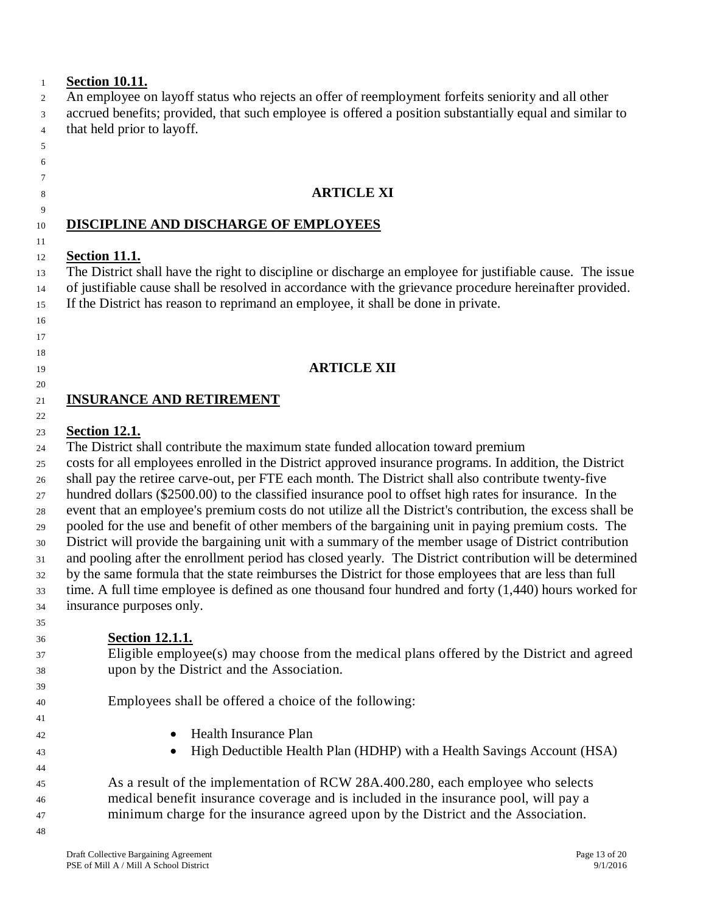**Section 10.11.**
An employee on layoff status who rejects an offer of reemployment forfeits seniority and all other accrued benefits; provided, that such employee is offered a position substantially equal and similar to that held prior to layoff.

## ARTICLE XI

## DISCIPLINE AND DISCHARGE OF EMPLOYEES

**Section 11.1.**
The District shall have the right to discipline or discharge an employee for justifiable cause. The issue of justifiable cause shall be resolved in accordance with the grievance procedure hereinafter provided. If the District has reason to reprimand an employee, it shall be done in private.

## ARTICLE XII

## INSURANCE AND RETIREMENT

**Section 12.1.**
The District shall contribute the maximum state funded allocation toward premium costs for all employees enrolled in the District approved insurance programs. In addition, the District shall pay the retiree carve-out, per FTE each month. The District shall also contribute twenty-five hundred dollars ($2500.00) to the classified insurance pool to offset high rates for insurance. In the event that an employee's premium costs do not utilize all the District's contribution, the excess shall be pooled for the use and benefit of other members of the bargaining unit in paying premium costs. The District will provide the bargaining unit with a summary of the member usage of District contribution and pooling after the enrollment period has closed yearly. The District contribution will be determined by the same formula that the state reimburses the District for those employees that are less than full time. A full time employee is defined as one thousand four hundred and forty (1,440) hours worked for insurance purposes only.

**Section 12.1.1.**
Eligible employee(s) may choose from the medical plans offered by the District and agreed upon by the District and the Association.

Employees shall be offered a choice of the following:

- Health Insurance Plan
- High Deductible Health Plan (HDHP) with a Health Savings Account (HSA)

As a result of the implementation of RCW 28A.400.280, each employee who selects medical benefit insurance coverage and is included in the insurance pool, will pay a minimum charge for the insurance agreed upon by the District and the Association.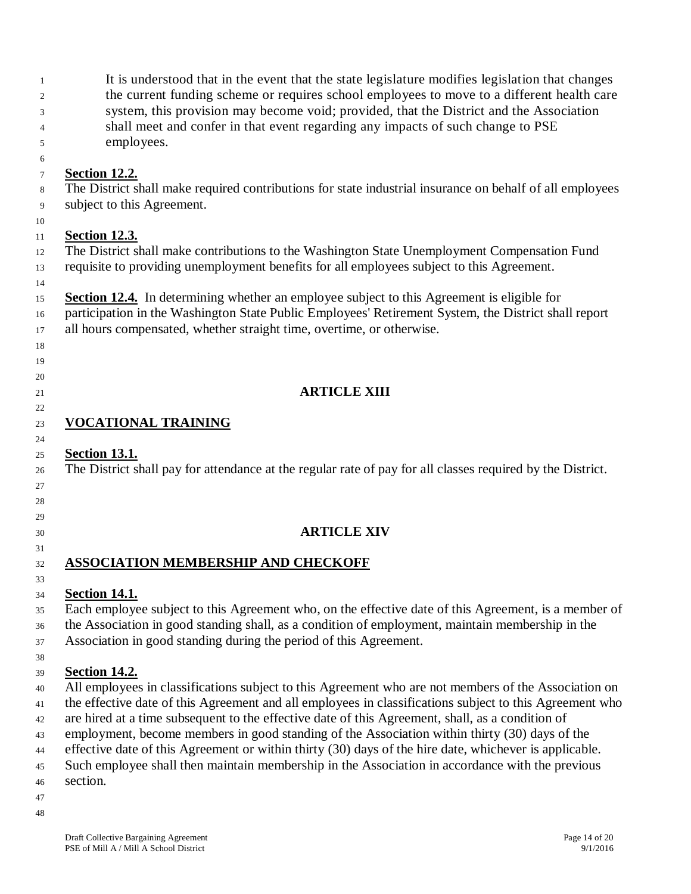It is understood that in the event that the state legislature modifies legislation that changes the current funding scheme or requires school employees to move to a different health care system, this provision may become void; provided, that the District and the Association shall meet and confer in that event regarding any impacts of such change to PSE employees.

**Section 12.2.**

The District shall make required contributions for state industrial insurance on behalf of all employees subject to this Agreement.

**Section 12.3.**

The District shall make contributions to the Washington State Unemployment Compensation Fund requisite to providing unemployment benefits for all employees subject to this Agreement.

**Section 12.4.** In determining whether an employee subject to this Agreement is eligible for participation in the Washington State Public Employees' Retirement System, the District shall report all hours compensated, whether straight time, overtime, or otherwise.

## ARTICLE XIII

## VOCATIONAL TRAINING

**Section 13.1.**

The District shall pay for attendance at the regular rate of pay for all classes required by the District.

## ARTICLE XIV

## ASSOCIATION MEMBERSHIP AND CHECKOFF

**Section 14.1.**

Each employee subject to this Agreement who, on the effective date of this Agreement, is a member of the Association in good standing shall, as a condition of employment, maintain membership in the Association in good standing during the period of this Agreement.

**Section 14.2.**

All employees in classifications subject to this Agreement who are not members of the Association on the effective date of this Agreement and all employees in classifications subject to this Agreement who are hired at a time subsequent to the effective date of this Agreement, shall, as a condition of employment, become members in good standing of the Association within thirty (30) days of the effective date of this Agreement or within thirty (30) days of the hire date, whichever is applicable. Such employee shall then maintain membership in the Association in accordance with the previous section.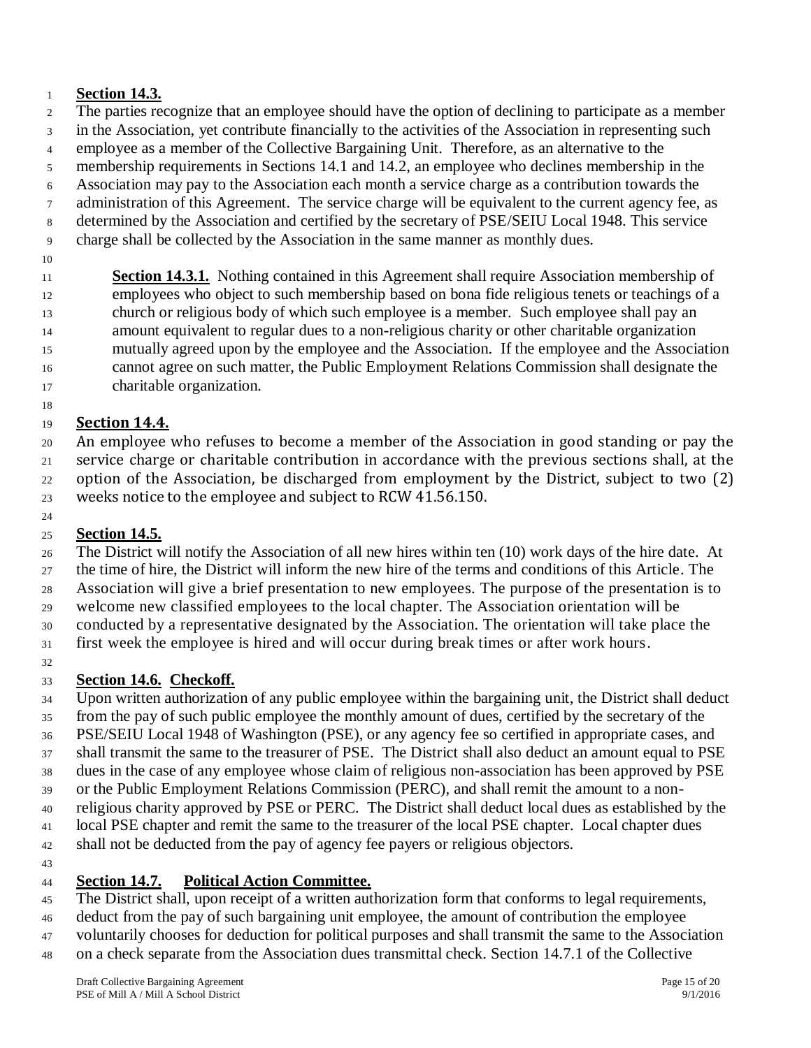**Section 14.3.**

The parties recognize that an employee should have the option of declining to participate as a member in the Association, yet contribute financially to the activities of the Association in representing such employee as a member of the Collective Bargaining Unit. Therefore, as an alternative to the membership requirements in Sections 14.1 and 14.2, an employee who declines membership in the Association may pay to the Association each month a service charge as a contribution towards the administration of this Agreement. The service charge will be equivalent to the current agency fee, as determined by the Association and certified by the secretary of PSE/SEIU Local 1948. This service charge shall be collected by the Association in the same manner as monthly dues.

> **Section 14.3.1.** Nothing contained in this Agreement shall require Association membership of employees who object to such membership based on bona fide religious tenets or teachings of a church or religious body of which such employee is a member. Such employee shall pay an amount equivalent to regular dues to a non-religious charity or other charitable organization mutually agreed upon by the employee and the Association. If the employee and the Association cannot agree on such matter, the Public Employment Relations Commission shall designate the charitable organization.

**Section 14.4.**

An employee who refuses to become a member of the Association in good standing or pay the service charge or charitable contribution in accordance with the previous sections shall, at the option of the Association, be discharged from employment by the District, subject to two (2) weeks notice to the employee and subject to RCW 41.56.150.

**Section 14.5.**

The District will notify the Association of all new hires within ten (10) work days of the hire date. At the time of hire, the District will inform the new hire of the terms and conditions of this Article. The Association will give a brief presentation to new employees. The purpose of the presentation is to welcome new classified employees to the local chapter. The Association orientation will be conducted by a representative designated by the Association. The orientation will take place the first week the employee is hired and will occur during break times or after work hours.

**Section 14.6. Checkoff.**

Upon written authorization of any public employee within the bargaining unit, the District shall deduct from the pay of such public employee the monthly amount of dues, certified by the secretary of the PSE/SEIU Local 1948 of Washington (PSE), or any agency fee so certified in appropriate cases, and shall transmit the same to the treasurer of PSE. The District shall also deduct an amount equal to PSE dues in the case of any employee whose claim of religious non-association has been approved by PSE or the Public Employment Relations Commission (PERC), and shall remit the amount to a non-religious charity approved by PSE or PERC. The District shall deduct local dues as established by the local PSE chapter and remit the same to the treasurer of the local PSE chapter. Local chapter dues shall not be deducted from the pay of agency fee payers or religious objectors.

**Section 14.7. Political Action Committee.**

The District shall, upon receipt of a written authorization form that conforms to legal requirements, deduct from the pay of such bargaining unit employee, the amount of contribution the employee voluntarily chooses for deduction for political purposes and shall transmit the same to the Association on a check separate from the Association dues transmittal check. Section 14.7.1 of the Collective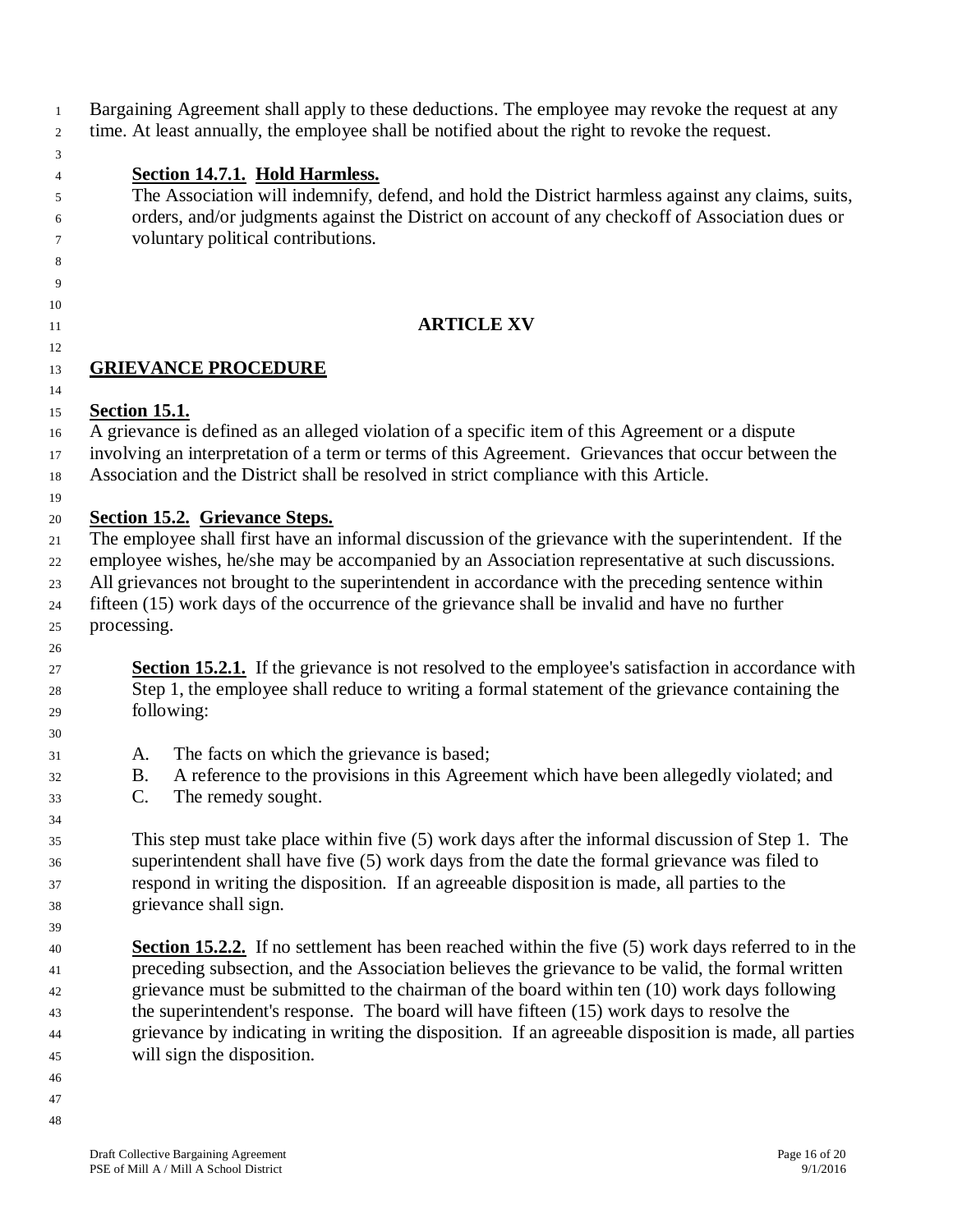Bargaining Agreement shall apply to these deductions. The employee may revoke the request at any time. At least annually, the employee shall be notified about the right to revoke the request.

**Section 14.7.1. Hold Harmless.**
The Association will indemnify, defend, and hold the District harmless against any claims, suits, orders, and/or judgments against the District on account of any checkoff of Association dues or voluntary political contributions.

## ARTICLE XV

## GRIEVANCE PROCEDURE

**Section 15.1.**
A grievance is defined as an alleged violation of a specific item of this Agreement or a dispute involving an interpretation of a term or terms of this Agreement. Grievances that occur between the Association and the District shall be resolved in strict compliance with this Article.

**Section 15.2. Grievance Steps.**
The employee shall first have an informal discussion of the grievance with the superintendent. If the employee wishes, he/she may be accompanied by an Association representative at such discussions. All grievances not brought to the superintendent in accordance with the preceding sentence within fifteen (15) work days of the occurrence of the grievance shall be invalid and have no further processing.

**Section 15.2.1.** If the grievance is not resolved to the employee's satisfaction in accordance with Step 1, the employee shall reduce to writing a formal statement of the grievance containing the following:

A. The facts on which the grievance is based;
B. A reference to the provisions in this Agreement which have been allegedly violated; and
C. The remedy sought.

This step must take place within five (5) work days after the informal discussion of Step 1. The superintendent shall have five (5) work days from the date the formal grievance was filed to respond in writing the disposition. If an agreeable disposition is made, all parties to the grievance shall sign.

**Section 15.2.2.** If no settlement has been reached within the five (5) work days referred to in the preceding subsection, and the Association believes the grievance to be valid, the formal written grievance must be submitted to the chairman of the board within ten (10) work days following the superintendent's response. The board will have fifteen (15) work days to resolve the grievance by indicating in writing the disposition. If an agreeable disposition is made, all parties will sign the disposition.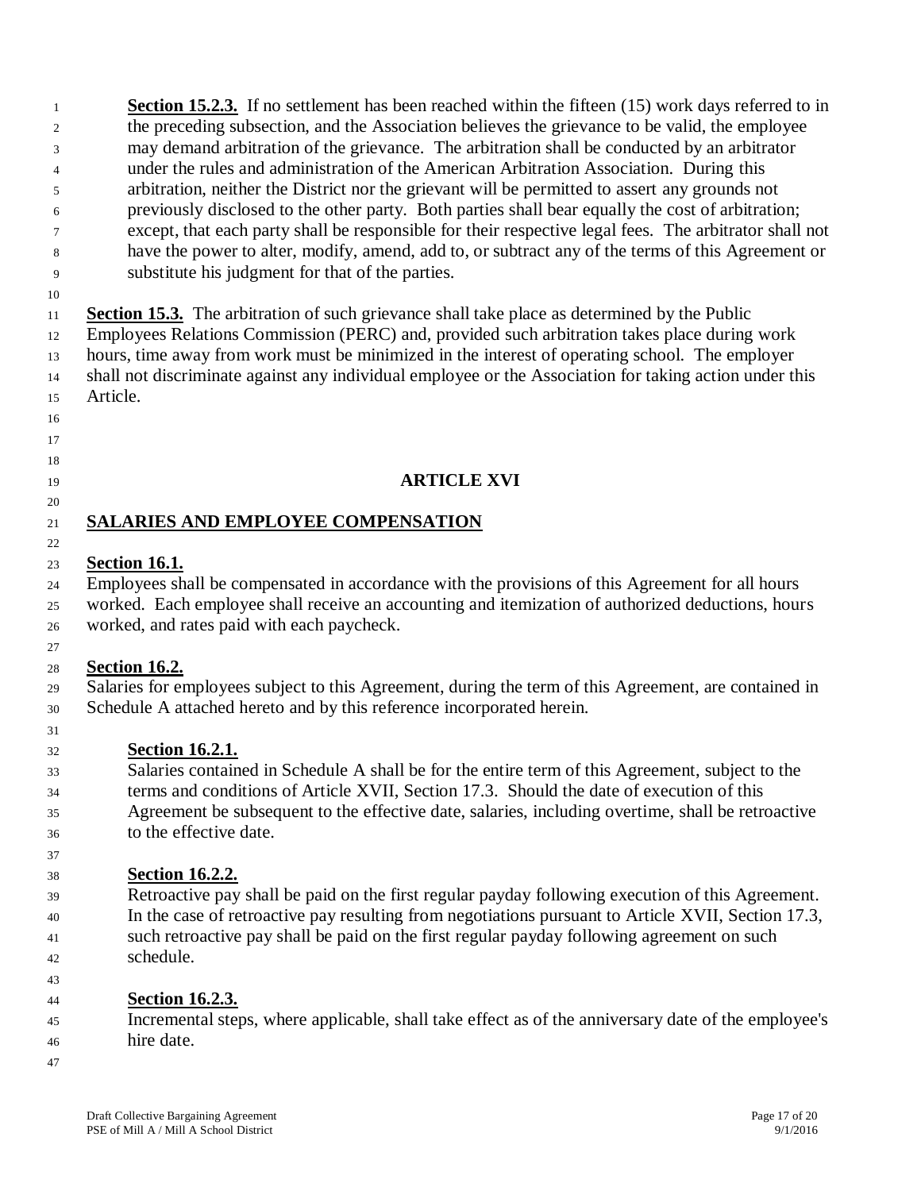**Section 15.2.3.** If no settlement has been reached within the fifteen (15) work days referred to in the preceding subsection, and the Association believes the grievance to be valid, the employee may demand arbitration of the grievance. The arbitration shall be conducted by an arbitrator under the rules and administration of the American Arbitration Association. During this arbitration, neither the District nor the grievant will be permitted to assert any grounds not previously disclosed to the other party. Both parties shall bear equally the cost of arbitration; except, that each party shall be responsible for their respective legal fees. The arbitrator shall not have the power to alter, modify, amend, add to, or subtract any of the terms of this Agreement or substitute his judgment for that of the parties.

**Section 15.3.** The arbitration of such grievance shall take place as determined by the Public Employees Relations Commission (PERC) and, provided such arbitration takes place during work hours, time away from work must be minimized in the interest of operating school. The employer shall not discriminate against any individual employee or the Association for taking action under this Article.

# ARTICLE XVI

## SALARIES AND EMPLOYEE COMPENSATION

**Section 16.1.**
Employees shall be compensated in accordance with the provisions of this Agreement for all hours worked. Each employee shall receive an accounting and itemization of authorized deductions, hours worked, and rates paid with each paycheck.

**Section 16.2.**
Salaries for employees subject to this Agreement, during the term of this Agreement, are contained in Schedule A attached hereto and by this reference incorporated herein.

**Section 16.2.1.**
Salaries contained in Schedule A shall be for the entire term of this Agreement, subject to the terms and conditions of Article XVII, Section 17.3. Should the date of execution of this Agreement be subsequent to the effective date, salaries, including overtime, shall be retroactive to the effective date.

**Section 16.2.2.**
Retroactive pay shall be paid on the first regular payday following execution of this Agreement. In the case of retroactive pay resulting from negotiations pursuant to Article XVII, Section 17.3, such retroactive pay shall be paid on the first regular payday following agreement on such schedule.

**Section 16.2.3.**
Incremental steps, where applicable, shall take effect as of the anniversary date of the employee's hire date.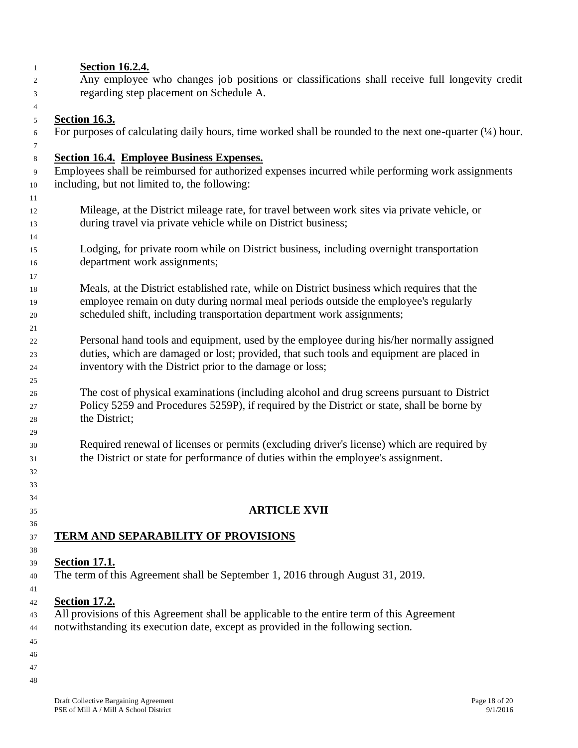**Section 16.2.4.**

Any employee who changes job positions or classifications shall receive full longevity credit regarding step placement on Schedule A.

**Section 16.3.**

For purposes of calculating daily hours, time worked shall be rounded to the next one-quarter (¼) hour.

**Section 16.4. Employee Business Expenses.**

Employees shall be reimbursed for authorized expenses incurred while performing work assignments including, but not limited to, the following:

Mileage, at the District mileage rate, for travel between work sites via private vehicle, or during travel via private vehicle while on District business;

Lodging, for private room while on District business, including overnight transportation department work assignments;

Meals, at the District established rate, while on District business which requires that the employee remain on duty during normal meal periods outside the employee's regularly scheduled shift, including transportation department work assignments;

Personal hand tools and equipment, used by the employee during his/her normally assigned duties, which are damaged or lost; provided, that such tools and equipment are placed in inventory with the District prior to the damage or loss;

The cost of physical examinations (including alcohol and drug screens pursuant to District Policy 5259 and Procedures 5259P), if required by the District or state, shall be borne by the District;

Required renewal of licenses or permits (excluding driver's license) which are required by the District or state for performance of duties within the employee's assignment.

## ARTICLE XVII

## TERM AND SEPARABILITY OF PROVISIONS

**Section 17.1.**

The term of this Agreement shall be September 1, 2016 through August 31, 2019.

**Section 17.2.**

All provisions of this Agreement shall be applicable to the entire term of this Agreement notwithstanding its execution date, except as provided in the following section.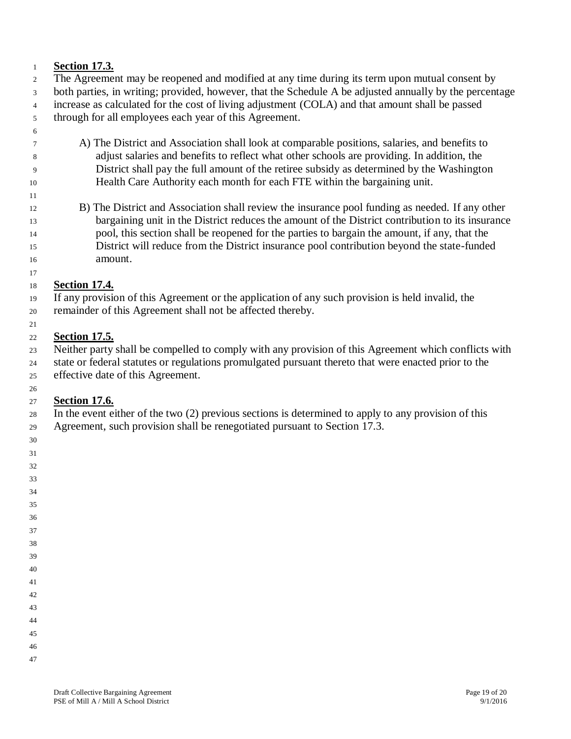**Section 17.3.**

The Agreement may be reopened and modified at any time during its term upon mutual consent by both parties, in writing; provided, however, that the Schedule A be adjusted annually by the percentage increase as calculated for the cost of living adjustment (COLA) and that amount shall be passed through for all employees each year of this Agreement.

A) The District and Association shall look at comparable positions, salaries, and benefits to adjust salaries and benefits to reflect what other schools are providing. In addition, the District shall pay the full amount of the retiree subsidy as determined by the Washington Health Care Authority each month for each FTE within the bargaining unit.

B) The District and Association shall review the insurance pool funding as needed. If any other bargaining unit in the District reduces the amount of the District contribution to its insurance pool, this section shall be reopened for the parties to bargain the amount, if any, that the District will reduce from the District insurance pool contribution beyond the state-funded amount.

**Section 17.4.**

If any provision of this Agreement or the application of any such provision is held invalid, the remainder of this Agreement shall not be affected thereby.

**Section 17.5.**

Neither party shall be compelled to comply with any provision of this Agreement which conflicts with state or federal statutes or regulations promulgated pursuant thereto that were enacted prior to the effective date of this Agreement.

**Section 17.6.**

In the event either of the two (2) previous sections is determined to apply to any provision of this Agreement, such provision shall be renegotiated pursuant to Section 17.3.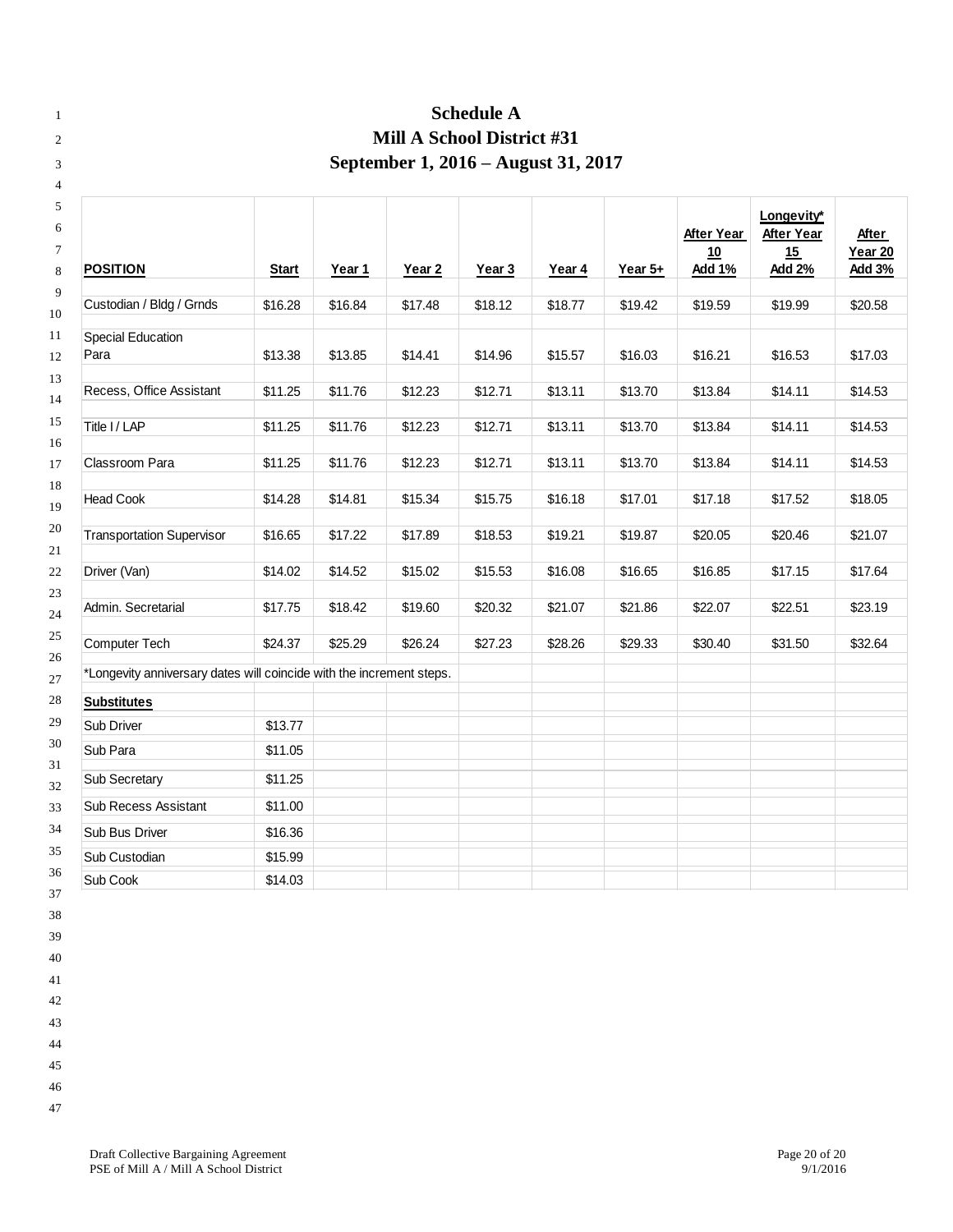# Schedule A
## Mill A School District #31
## September 1, 2016 – August 31, 2017

| **POSITION** | **Start** | **Year 1** | **Year 2** | **Year 3** | **Year 4** | **Year 5+** | **After Year 10 Add 1%** | **Longevity* After Year 15 Add 2%** | **After Year 20 Add 3%** |
|---|---|---|---|---|---|---|---|---|---|
| Custodian / Bldg / Grnds | $16.28 | $16.84 | $17.48 | $18.12 | $18.77 | $19.42 | $19.59 | $19.99 | $20.58 |
| Special Education Para | $13.38 | $13.85 | $14.41 | $14.96 | $15.57 | $16.03 | $16.21 | $16.53 | $17.03 |
| Recess, Office Assistant | $11.25 | $11.76 | $12.23 | $12.71 | $13.11 | $13.70 | $13.84 | $14.11 | $14.53 |
| Title I / LAP | $11.25 | $11.76 | $12.23 | $12.71 | $13.11 | $13.70 | $13.84 | $14.11 | $14.53 |
| Classroom Para | $11.25 | $11.76 | $12.23 | $12.71 | $13.11 | $13.70 | $13.84 | $14.11 | $14.53 |
| Head Cook | $14.28 | $14.81 | $15.34 | $15.75 | $16.18 | $17.01 | $17.18 | $17.52 | $18.05 |
| Transportation Supervisor | $16.65 | $17.22 | $17.89 | $18.53 | $19.21 | $19.87 | $20.05 | $20.46 | $21.07 |
| Driver (Van) | $14.02 | $14.52 | $15.02 | $15.53 | $16.08 | $16.65 | $16.85 | $17.15 | $17.64 |
| Admin. Secretarial | $17.75 | $18.42 | $19.60 | $20.32 | $21.07 | $21.86 | $22.07 | $22.51 | $23.19 |
| Computer Tech | $24.37 | $25.29 | $26.24 | $27.23 | $28.26 | $29.33 | $30.40 | $31.50 | $32.64 |

*Longevity anniversary dates will coincide with the increment steps.

| **Substitutes** | |
|---|---|
| Sub Driver | $13.77 |
| Sub Para | $11.05 |
| Sub Secretary | $11.25 |
| Sub Recess Assistant | $11.00 |
| Sub Bus Driver | $16.36 |
| Sub Custodian | $15.99 |
| Sub Cook | $14.03 |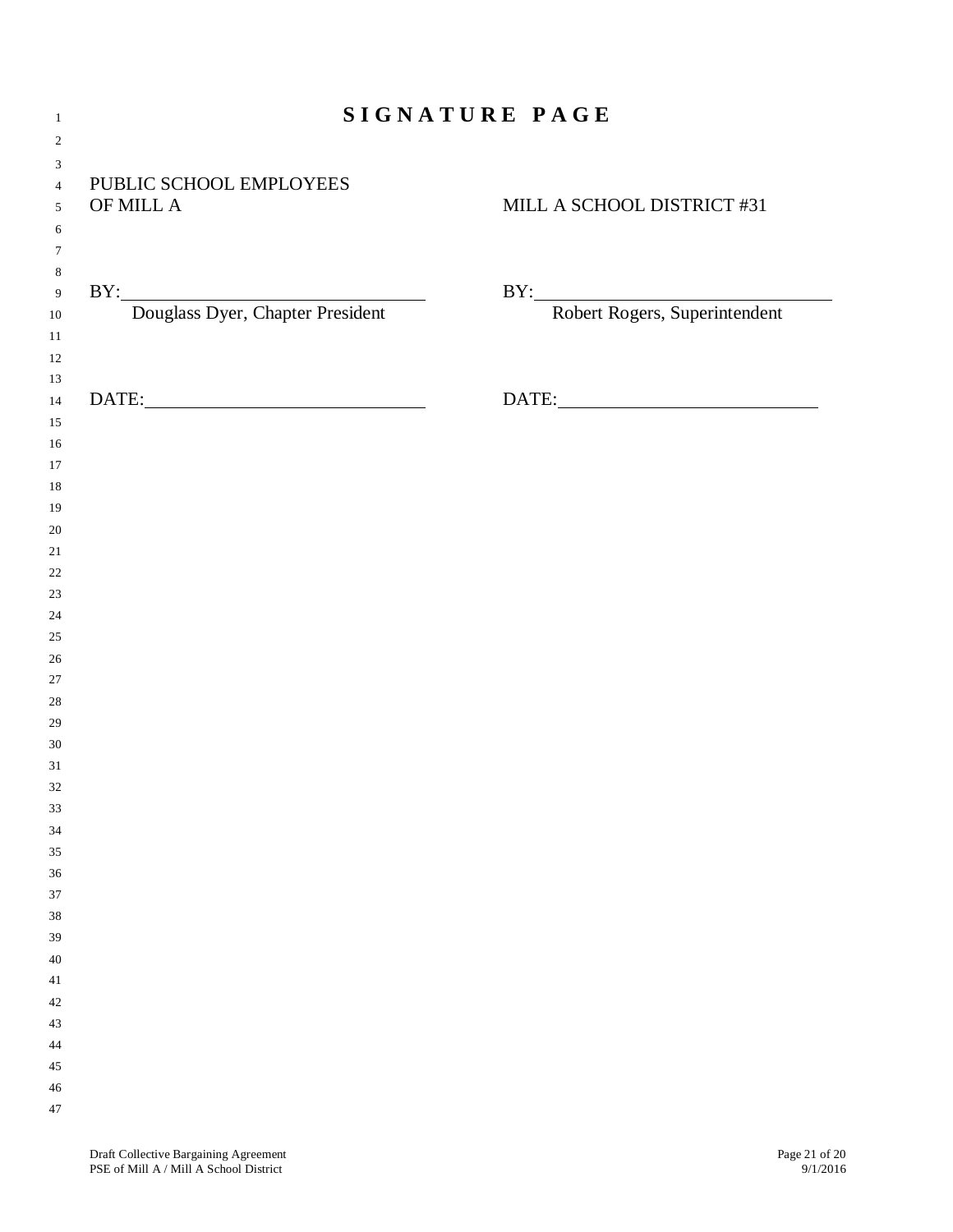# SIGNATURE PAGE

| | |
|---|---|
| PUBLIC SCHOOL EMPLOYEES OF MILL A | MILL A SCHOOL DISTRICT #31 |
| BY:______________________________ | BY:______________________________ |
| Douglass Dyer, Chapter President | Robert Rogers, Superintendent |
| DATE:____________________________ | DATE:____________________________ |